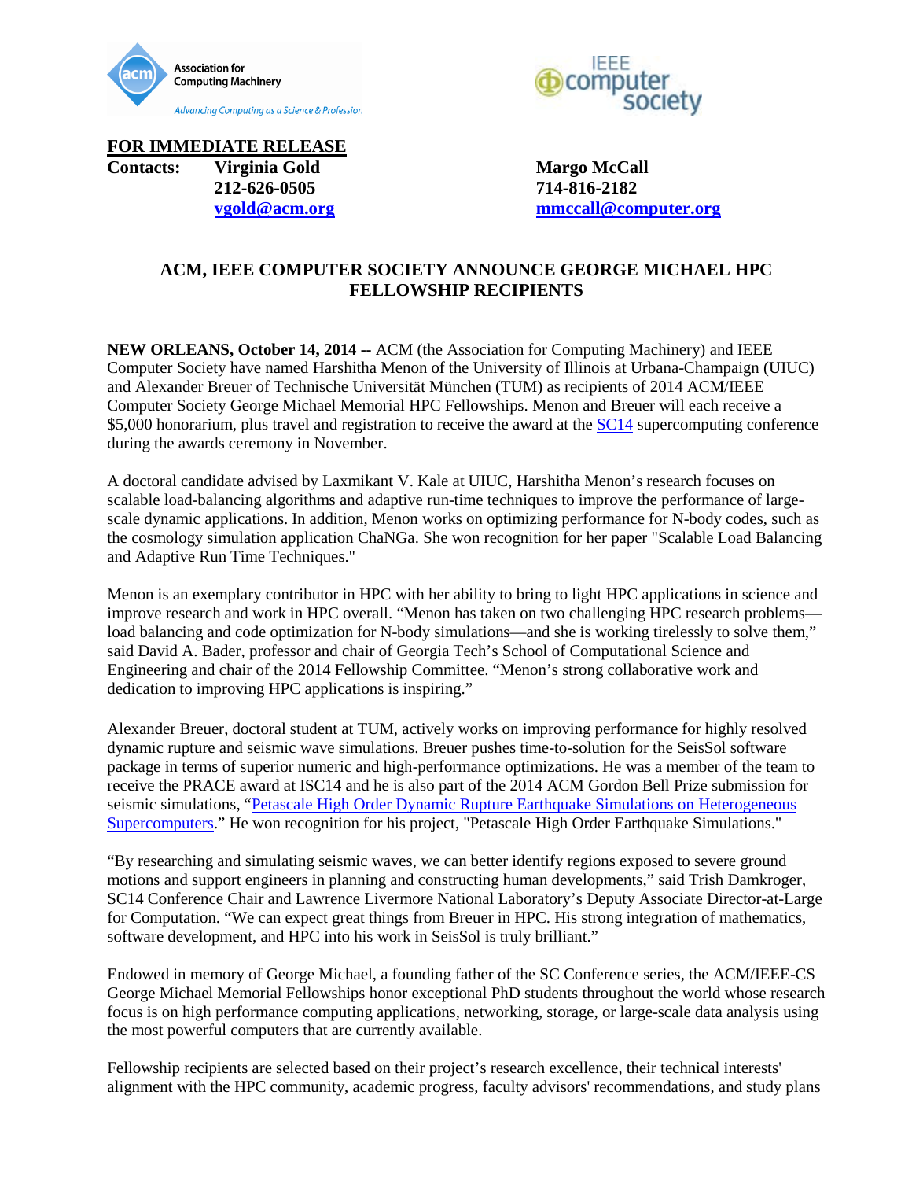Association for Computing Machinery
*Advancing Computing as a Science & Profession*

IEEE computer society

**FOR IMMEDIATE RELEASE**

**Contacts:** **Virginia Gold**
**212-626-0505**
**vgold@acm.org**

**Margo McCall**
**714-816-2182**
**mmccall@computer.org**

## ACM, IEEE COMPUTER SOCIETY ANNOUNCE GEORGE MICHAEL HPC FELLOWSHIP RECIPIENTS

**NEW ORLEANS, October 14, 2014 --** ACM (the Association for Computing Machinery) and IEEE Computer Society have named Harshitha Menon of the University of Illinois at Urbana-Champaign (UIUC) and Alexander Breuer of Technische Universität München (TUM) as recipients of 2014 ACM/IEEE Computer Society George Michael Memorial HPC Fellowships. Menon and Breuer will each receive a $5,000 honorarium, plus travel and registration to receive the award at the SC14 supercomputing conference during the awards ceremony in November.

A doctoral candidate advised by Laxmikant V. Kale at UIUC, Harshitha Menon's research focuses on scalable load-balancing algorithms and adaptive run-time techniques to improve the performance of large-scale dynamic applications. In addition, Menon works on optimizing performance for N-body codes, such as the cosmology simulation application ChaNGa. She won recognition for her paper "Scalable Load Balancing and Adaptive Run Time Techniques."

Menon is an exemplary contributor in HPC with her ability to bring to light HPC applications in science and improve research and work in HPC overall. "Menon has taken on two challenging HPC research problems—load balancing and code optimization for N-body simulations—and she is working tirelessly to solve them," said David A. Bader, professor and chair of Georgia Tech's School of Computational Science and Engineering and chair of the 2014 Fellowship Committee. "Menon's strong collaborative work and dedication to improving HPC applications is inspiring."

Alexander Breuer, doctoral student at TUM, actively works on improving performance for highly resolved dynamic rupture and seismic wave simulations. Breuer pushes time-to-solution for the SeisSol software package in terms of superior numeric and high-performance optimizations. He was a member of the team to receive the PRACE award at ISC14 and he is also part of the 2014 ACM Gordon Bell Prize submission for seismic simulations, "Petascale High Order Dynamic Rupture Earthquake Simulations on Heterogeneous Supercomputers." He won recognition for his project, "Petascale High Order Earthquake Simulations."

"By researching and simulating seismic waves, we can better identify regions exposed to severe ground motions and support engineers in planning and constructing human developments," said Trish Damkroger, SC14 Conference Chair and Lawrence Livermore National Laboratory's Deputy Associate Director-at-Large for Computation. "We can expect great things from Breuer in HPC. His strong integration of mathematics, software development, and HPC into his work in SeisSol is truly brilliant."

Endowed in memory of George Michael, a founding father of the SC Conference series, the ACM/IEEE-CS George Michael Memorial Fellowships honor exceptional PhD students throughout the world whose research focus is on high performance computing applications, networking, storage, or large-scale data analysis using the most powerful computers that are currently available.

Fellowship recipients are selected based on their project's research excellence, their technical interests' alignment with the HPC community, academic progress, faculty advisors' recommendations, and study plans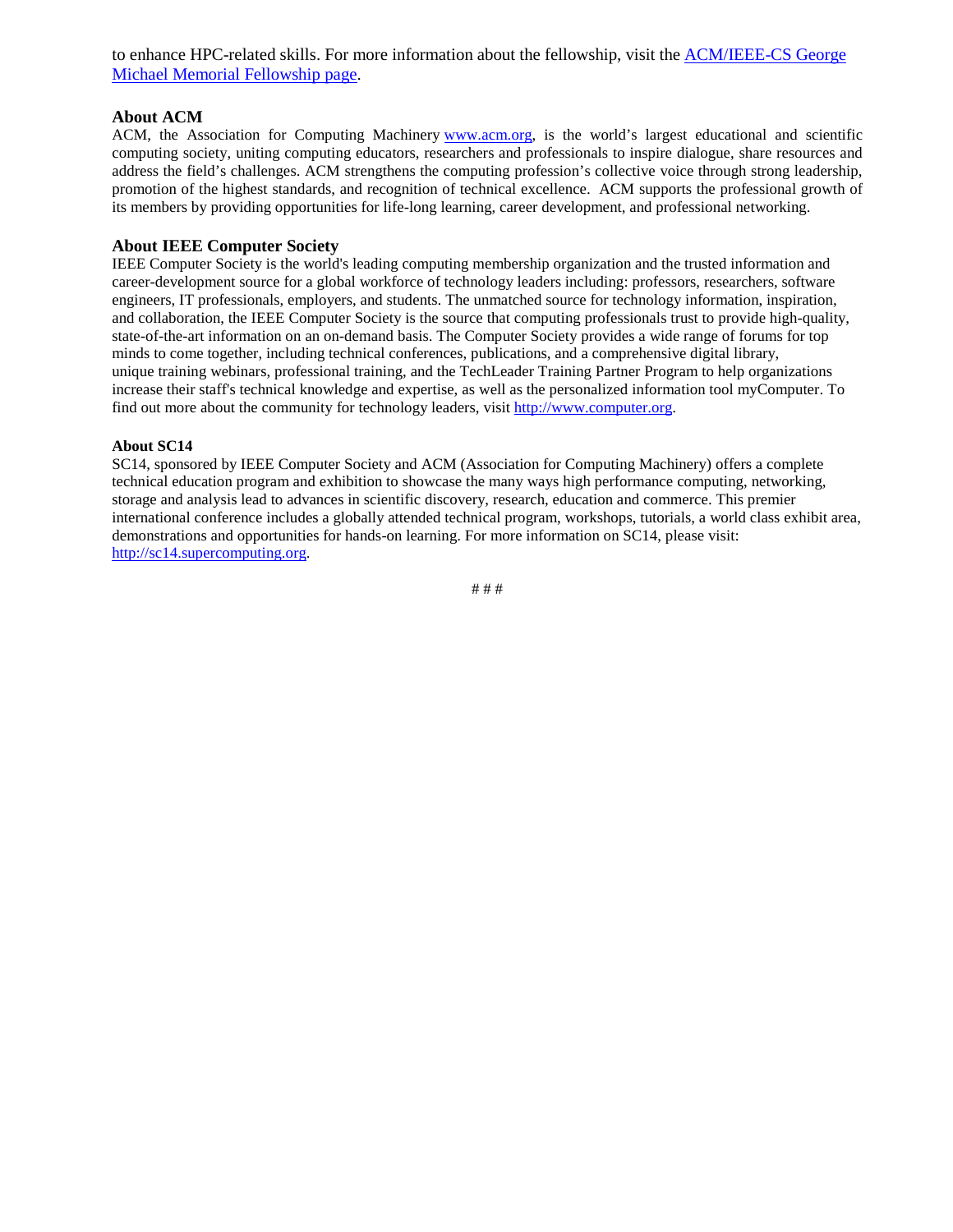to enhance HPC-related skills. For more information about the fellowship, visit the ACM/IEEE-CS George Michael Memorial Fellowship page.

### About ACM

ACM, the Association for Computing Machinery www.acm.org, is the world's largest educational and scientific computing society, uniting computing educators, researchers and professionals to inspire dialogue, share resources and address the field's challenges. ACM strengthens the computing profession's collective voice through strong leadership, promotion of the highest standards, and recognition of technical excellence. ACM supports the professional growth of its members by providing opportunities for life-long learning, career development, and professional networking.

### About IEEE Computer Society

IEEE Computer Society is the world's leading computing membership organization and the trusted information and career-development source for a global workforce of technology leaders including: professors, researchers, software engineers, IT professionals, employers, and students. The unmatched source for technology information, inspiration, and collaboration, the IEEE Computer Society is the source that computing professionals trust to provide high-quality, state-of-the-art information on an on-demand basis. The Computer Society provides a wide range of forums for top minds to come together, including technical conferences, publications, and a comprehensive digital library, unique training webinars, professional training, and the TechLeader Training Partner Program to help organizations increase their staff's technical knowledge and expertise, as well as the personalized information tool myComputer. To find out more about the community for technology leaders, visit http://www.computer.org.

### About SC14

SC14, sponsored by IEEE Computer Society and ACM (Association for Computing Machinery) offers a complete technical education program and exhibition to showcase the many ways high performance computing, networking, storage and analysis lead to advances in scientific discovery, research, education and commerce. This premier international conference includes a globally attended technical program, workshops, tutorials, a world class exhibit area, demonstrations and opportunities for hands-on learning. For more information on SC14, please visit: http://sc14.supercomputing.org.

# # #